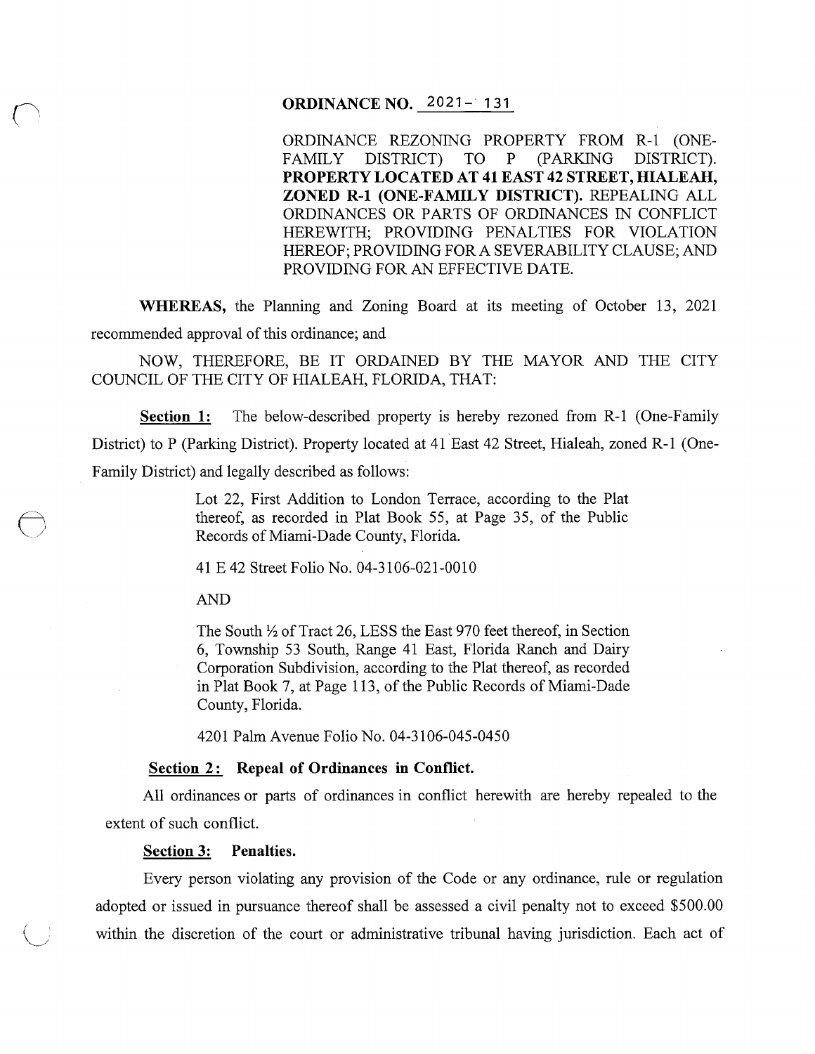**ORDINANCE NO. 2021- 131**

ORDINANCE REZONING PROPERTY FROM R-1 (ONE-FAMILY DISTRICT) TO P (PARKING DISTRICT). **PROPERTY LOCATED AT 41 EAST 42 STREET, HIALEAH, ZONED R-1 (ONE-FAMILY DISTRICT).** REPEALING ALL ORDINANCES OR PARTS OF ORDINANCES IN CONFLICT HEREWITH; PROVIDING PENALTIES FOR VIOLATION HEREOF; PROVIDING FOR A SEVERABILITY CLAUSE; AND PROVIDING FOR AN EFFECTIVE DATE.

**WHEREAS,** the Planning and Zoning Board at its meeting of October 13, 2021 recommended approval of this ordinance; and

NOW, THEREFORE, BE IT ORDAINED BY THE MAYOR AND THE CITY COUNCIL OF THE CITY OF HIALEAH, FLORIDA, THAT:

**Section 1:** The below-described property is hereby rezoned from R-1 (One-Family District) to P (Parking District). Property located at 41 East 42 Street, Hialeah, zoned R-1 (One-Family District) and legally described as follows:

> Lot 22, First Addition to London Terrace, according to the Plat thereof, as recorded in Plat Book 55, at Page 35, of the Public Records of Miami-Dade County, Florida.
>
> 41 E 42 Street Folio No. 04-3106-021-0010
>
> AND
>
> The South ½ of Tract 26, LESS the East 970 feet thereof, in Section 6, Township 53 South, Range 41 East, Florida Ranch and Dairy Corporation Subdivision, according to the Plat thereof, as recorded in Plat Book 7, at Page 113, of the Public Records of Miami-Dade County, Florida.
>
> 4201 Palm Avenue Folio No. 04-3106-045-0450

**Section 2: Repeal of Ordinances in Conflict.**

All ordinances or parts of ordinances in conflict herewith are hereby repealed to the extent of such conflict.

**Section 3: Penalties.**

Every person violating any provision of the Code or any ordinance, rule or regulation adopted or issued in pursuance thereof shall be assessed a civil penalty not to exceed $500.00 within the discretion of the court or administrative tribunal having jurisdiction. Each act of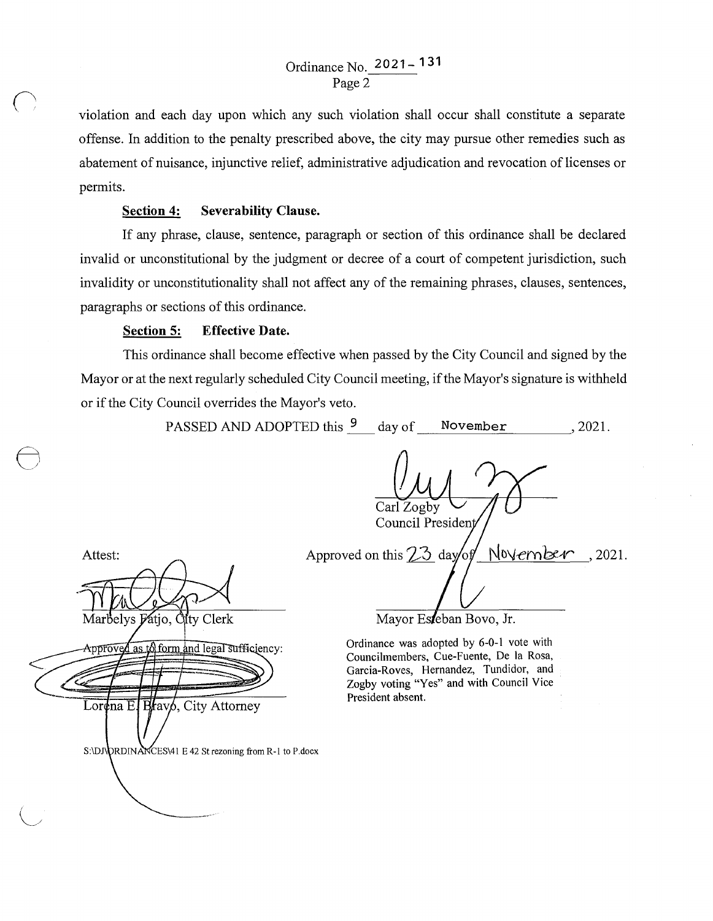Ordinance No. 2021-131
Page 2

violation and each day upon which any such violation shall occur shall constitute a separate offense. In addition to the penalty prescribed above, the city may pursue other remedies such as abatement of nuisance, injunctive relief, administrative adjudication and revocation of licenses or permits.

**Section 4: Severability Clause.**

If any phrase, clause, sentence, paragraph or section of this ordinance shall be declared invalid or unconstitutional by the judgment or decree of a court of competent jurisdiction, such invalidity or unconstitutionality shall not affect any of the remaining phrases, clauses, sentences, paragraphs or sections of this ordinance.

**Section 5: Effective Date.**

This ordinance shall become effective when passed by the City Council and signed by the Mayor or at the next regularly scheduled City Council meeting, if the Mayor's signature is withheld or if the City Council overrides the Mayor's veto.

PASSED AND ADOPTED this 9 day of November, 2021.

Carl Zogby
Council President

Approved on this 23 day of November, 2021.

Mayor Esteban Bovo, Jr.

Ordinance was adopted by 6-0-1 vote with Councilmembers, Cue-Fuente, De la Rosa, Garcia-Roves, Hernandez, Tundidor, and Zogby voting "Yes" and with Council Vice President absent.

Attest:

Marbelys Fatjo, City Clerk

Approved as to form and legal sufficiency:

Lorena E. Bravo, City Attorney

S:\DJ\ORDINANCES\41 E 42 St rezoning from R-1 to P.docx